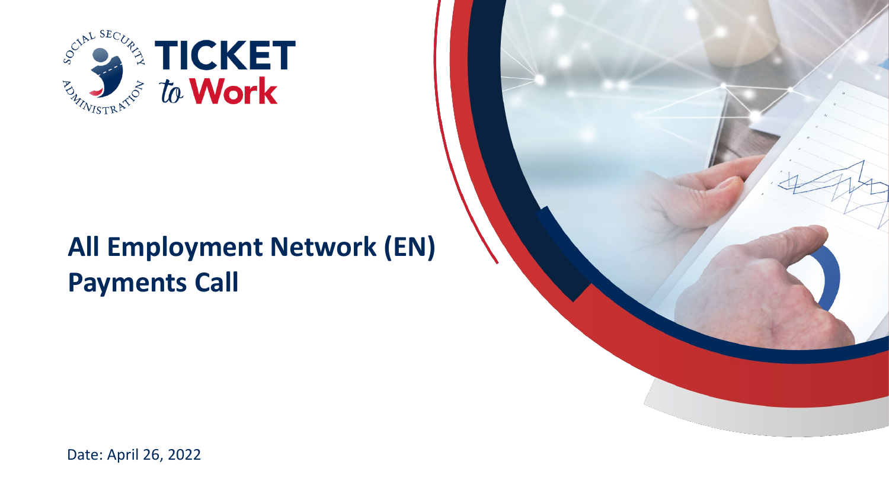# All Employment Network (EN) Payments Call

Date: April 26, 2022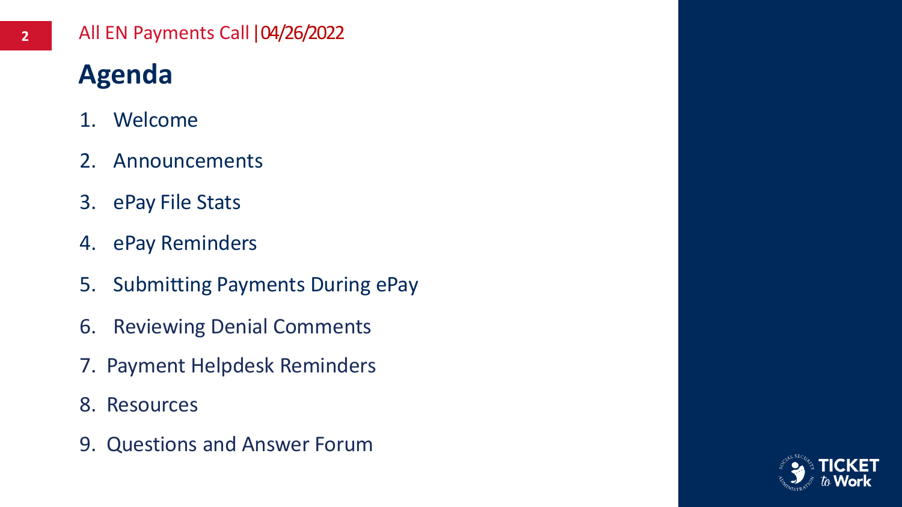All EN Payments Call | 04/26/2022

# Agenda

1. Welcome
2. Announcements
3. ePay File Stats
4. ePay Reminders
5. Submitting Payments During ePay
6. Reviewing Denial Comments
7. Payment Helpdesk Reminders
8. Resources
9. Questions and Answer Forum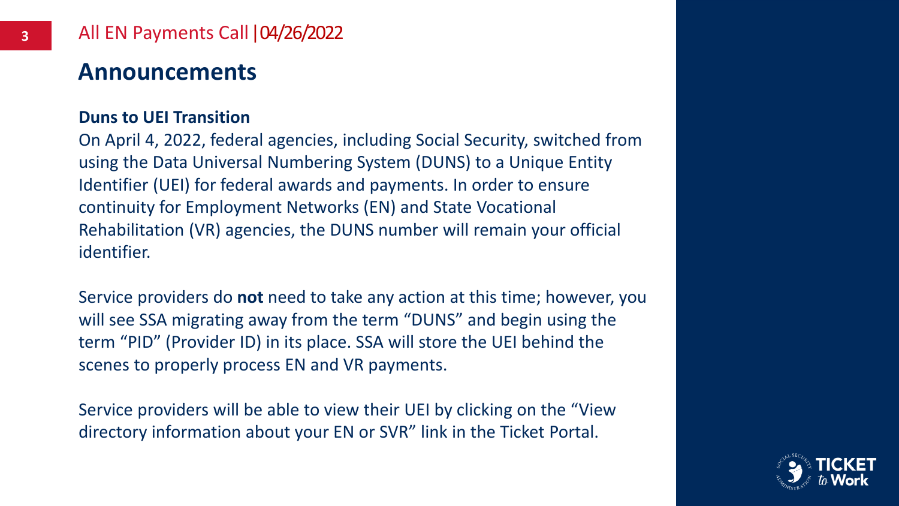## Announcements

### Duns to UEI Transition

On April 4, 2022, federal agencies, including Social Security, switched from using the Data Universal Numbering System (DUNS) to a Unique Entity Identifier (UEI) for federal awards and payments. In order to ensure continuity for Employment Networks (EN) and State Vocational Rehabilitation (VR) agencies, the DUNS number will remain your official identifier.

Service providers do **not** need to take any action at this time; however, you will see SSA migrating away from the term “DUNS” and begin using the term “PID” (Provider ID) in its place. SSA will store the UEI behind the scenes to properly process EN and VR payments.

Service providers will be able to view their UEI by clicking on the “View directory information about your EN or SVR” link in the Ticket Portal.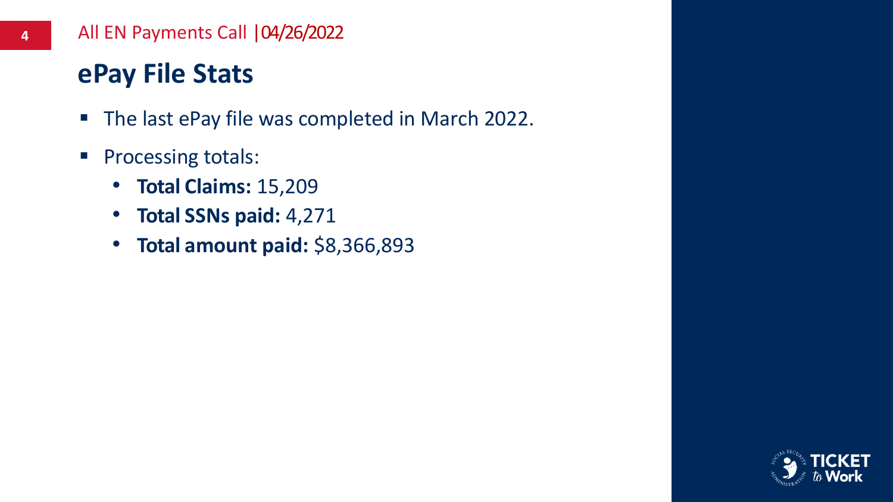## ePay File Stats

- The last ePay file was completed in March 2022.
- Processing totals:
  - **Total Claims:** 15,209
  - **Total SSNs paid:** 4,271
  - **Total amount paid:** $8,366,893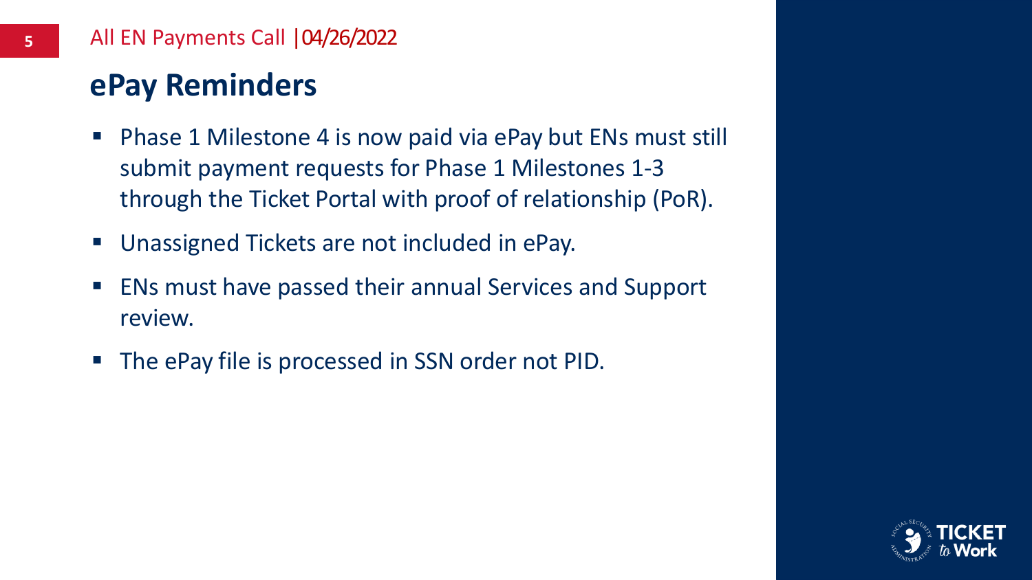## ePay Reminders

- Phase 1 Milestone 4 is now paid via ePay but ENs must still submit payment requests for Phase 1 Milestones 1-3 through the Ticket Portal with proof of relationship (PoR).
- Unassigned Tickets are not included in ePay.
- ENs must have passed their annual Services and Support review.
- The ePay file is processed in SSN order not PID.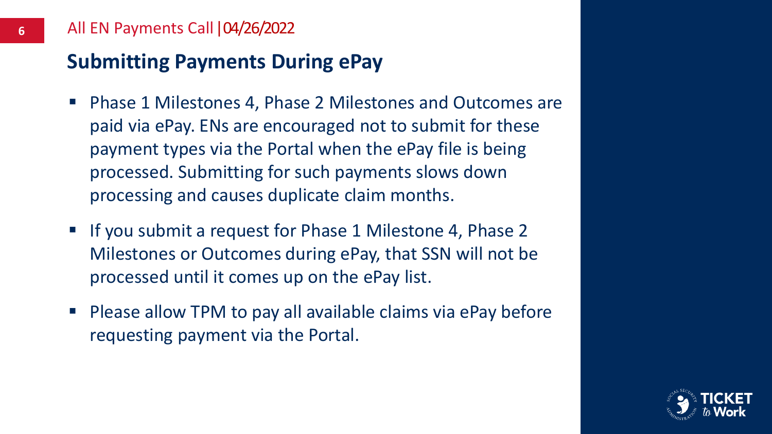## Submitting Payments During ePay

- Phase 1 Milestones 4, Phase 2 Milestones and Outcomes are paid via ePay. ENs are encouraged not to submit for these payment types via the Portal when the ePay file is being processed. Submitting for such payments slows down processing and causes duplicate claim months.
- If you submit a request for Phase 1 Milestone 4, Phase 2 Milestones or Outcomes during ePay, that SSN will not be processed until it comes up on the ePay list.
- Please allow TPM to pay all available claims via ePay before requesting payment via the Portal.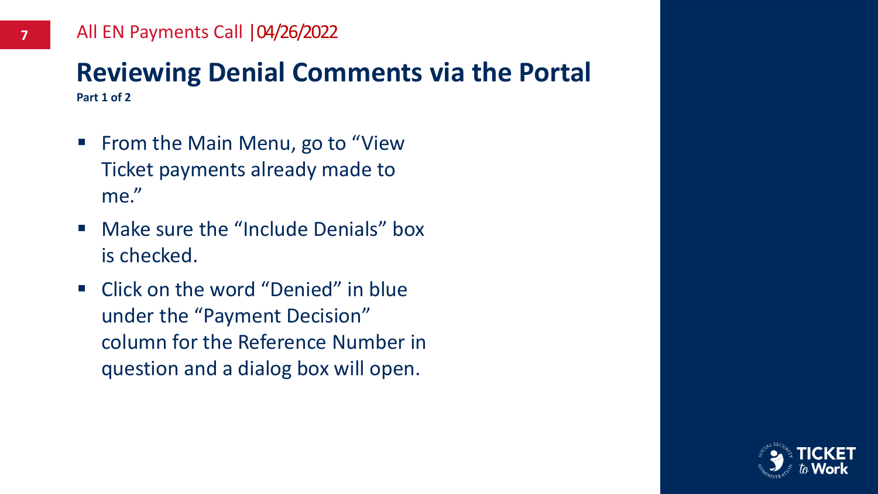## Reviewing Denial Comments via the Portal

**Part 1 of 2**

- From the Main Menu, go to "View Ticket payments already made to me."
- Make sure the "Include Denials" box is checked.
- Click on the word "Denied" in blue under the "Payment Decision" column for the Reference Number in question and a dialog box will open.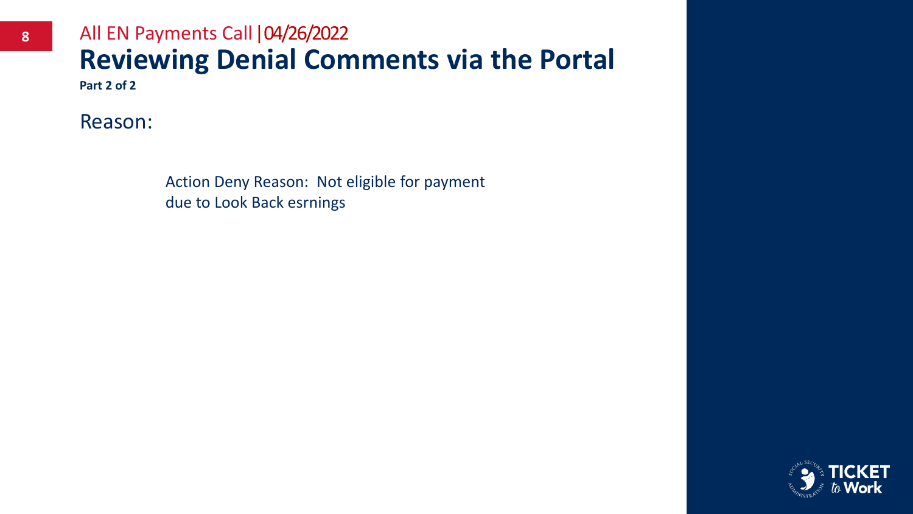All EN Payments Call | 04/26/2022

# Reviewing Denial Comments via the Portal

**Part 2 of 2**

Reason:

Action Deny Reason: Not eligible for payment due to Look Back esrnings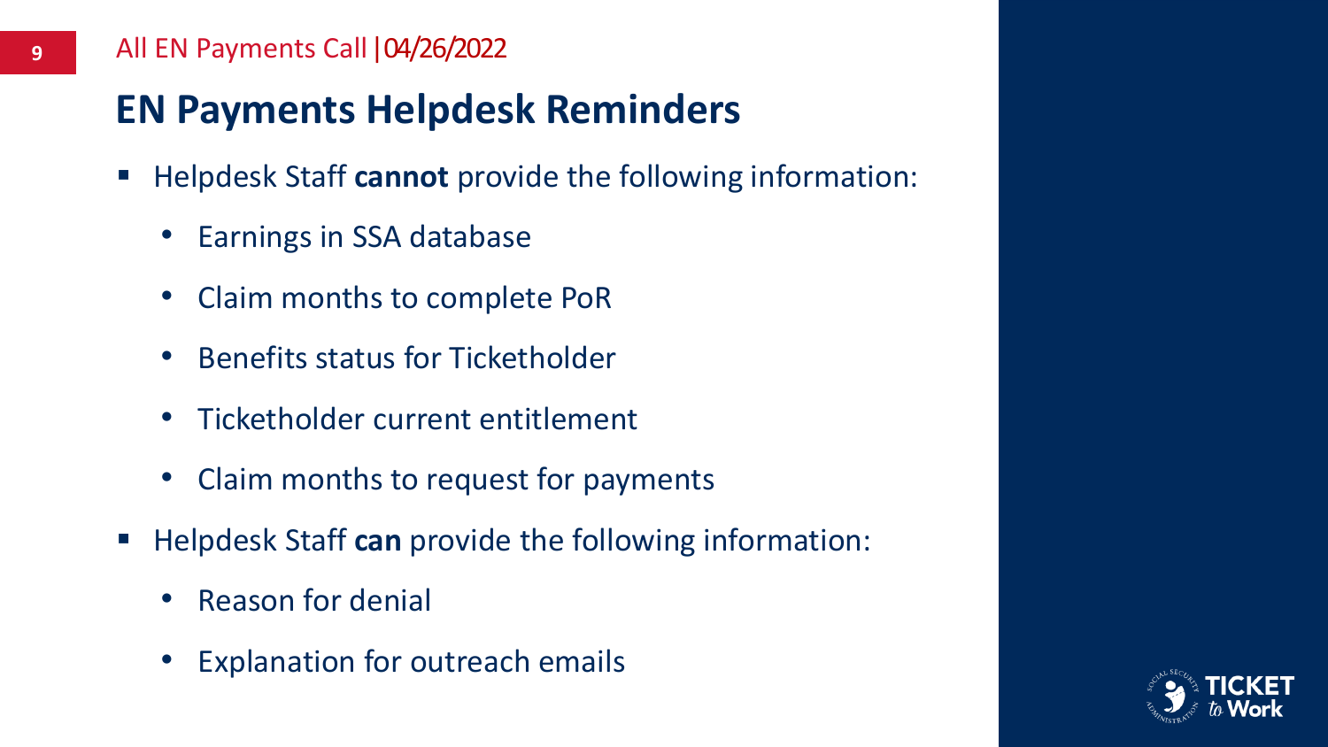## EN Payments Helpdesk Reminders

- Helpdesk Staff **cannot** provide the following information:
  - Earnings in SSA database
  - Claim months to complete PoR
  - Benefits status for Ticketholder
  - Ticketholder current entitlement
  - Claim months to request for payments
- Helpdesk Staff **can** provide the following information:
  - Reason for denial
  - Explanation for outreach emails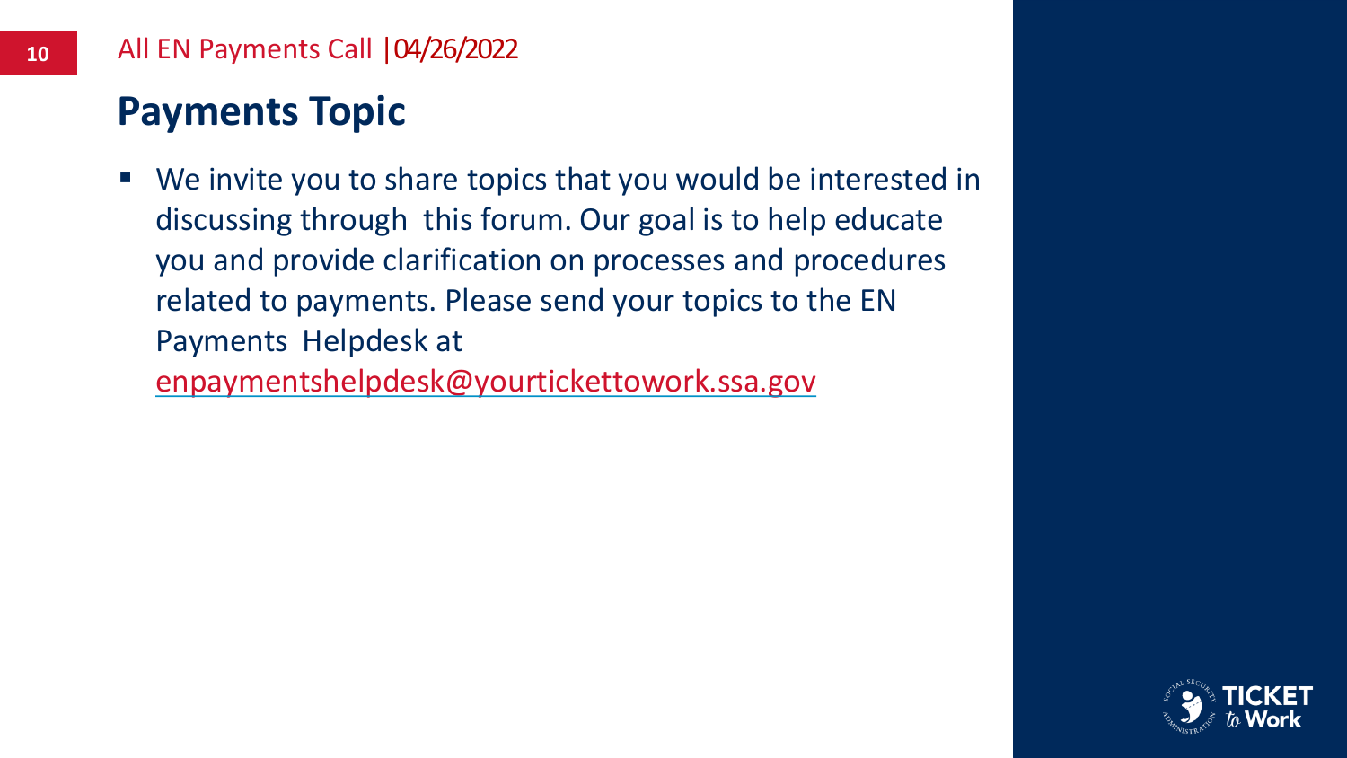## Payments Topic

- We invite you to share topics that you would be interested in discussing through this forum. Our goal is to help educate you and provide clarification on processes and procedures related to payments. Please send your topics to the EN Payments Helpdesk at enpaymentshelpdesk@yourtickettowork.ssa.gov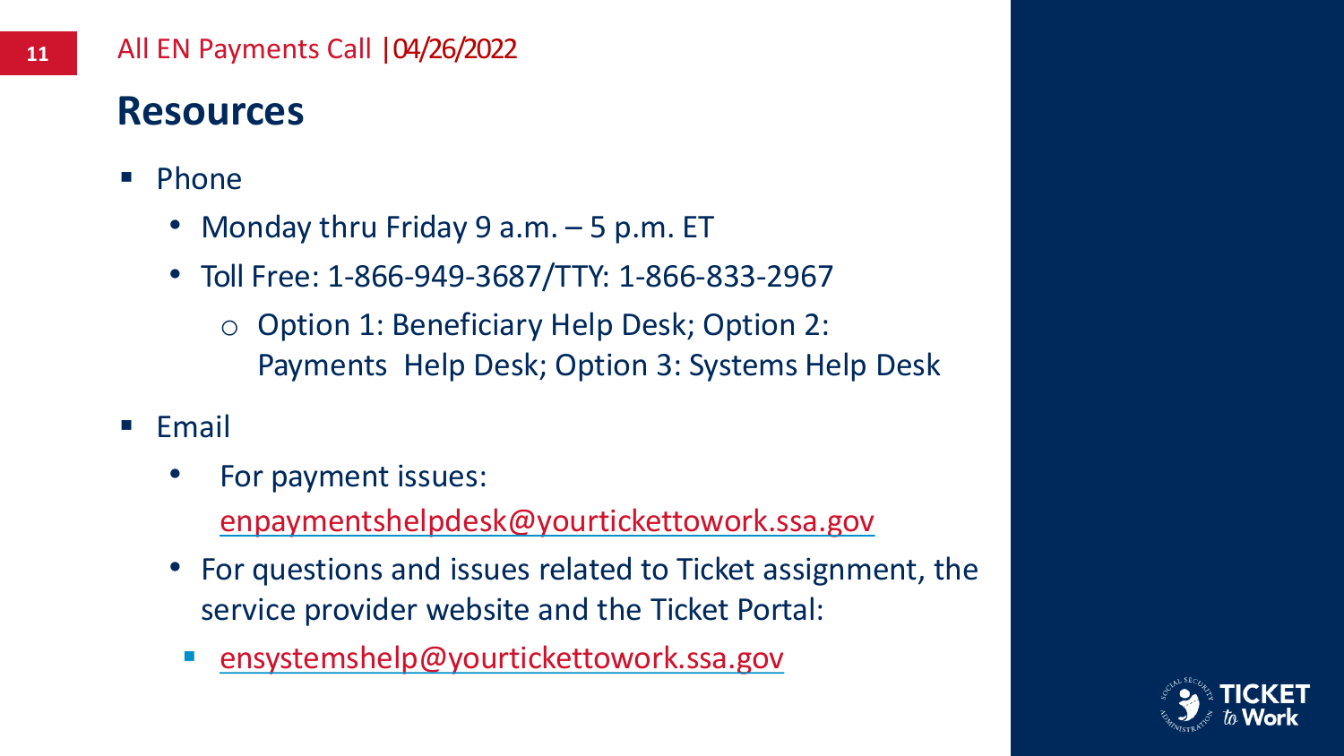## Resources

- Phone
  - Monday thru Friday 9 a.m. – 5 p.m. ET
  - Toll Free: 1-866-949-3687/TTY: 1-866-833-2967
    - Option 1: Beneficiary Help Desk; Option 2: Payments Help Desk; Option 3: Systems Help Desk
- Email
  - For payment issues: enpaymentshelpdesk@yourtickettowork.ssa.gov
  - For questions and issues related to Ticket assignment, the service provider website and the Ticket Portal:
    - ensystemshelp@yourtickettowork.ssa.gov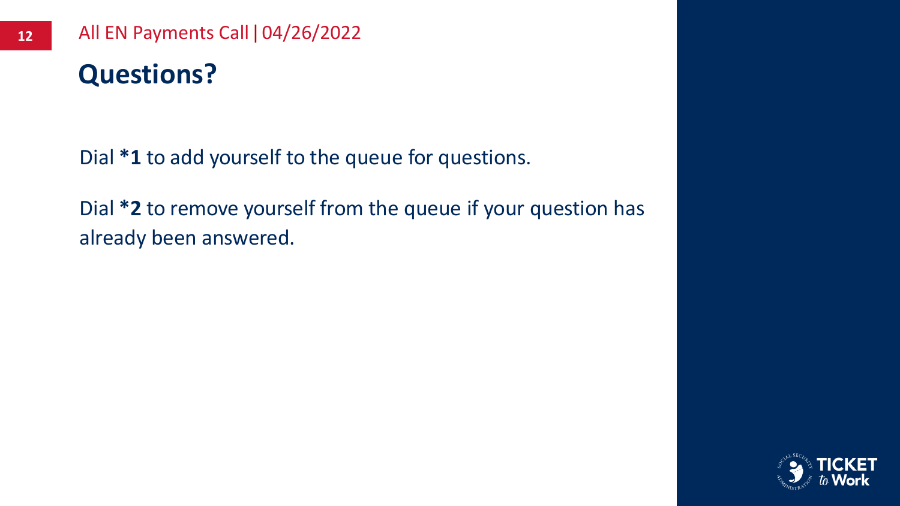All EN Payments Call | 04/26/2022

# Questions?

Dial **\*1** to add yourself to the queue for questions.

Dial **\*2** to remove yourself from the queue if your question has already been answered.